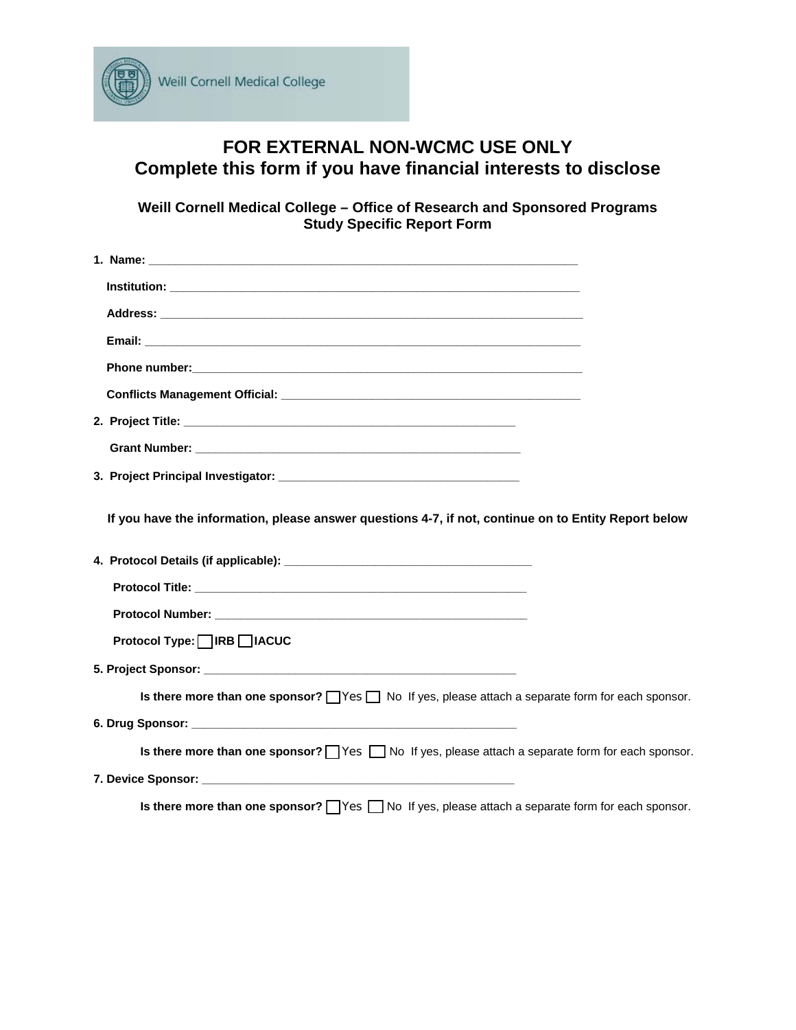Weill Cornell Medical College

# FOR EXTERNAL NON-WCMC USE ONLY
# Complete this form if you have financial interests to disclose

### Weill Cornell Medical College – Office of Research and Sponsored Programs
### Study Specific Report Form

**1. Name:** ____________________________________________________________________

**Institution:** _________________________________________________________________

**Address:** ___________________________________________________________________

**Email:** _____________________________________________________________________

**Phone number:**_______________________________________________________________

**Conflicts Management Official:** _______________________________________________

**2. Project Title:** ____________________________________________________

**Grant Number:** _____________________________________________________

**3. Project Principal Investigator:** ______________________________________

**If you have the information, please answer questions 4-7, if not, continue on to Entity Report below**

**4. Protocol Details (if applicable):** _________________________________________

**Protocol Title:** ______________________________________________________

**Protocol Number:** ___________________________________________________

**Protocol Type:** ☐ **IRB** ☐ **IACUC**

**5. Project Sponsor:** ___________________________________________________

**Is there more than one sponsor?** ☐ Yes ☐ No If yes, please attach a separate form for each sponsor.

**6. Drug Sponsor:** _____________________________________________________

**Is there more than one sponsor?** ☐ Yes ☐ No If yes, please attach a separate form for each sponsor.

**7. Device Sponsor:** ___________________________________________________

**Is there more than one sponsor?** ☐ Yes ☐ No If yes, please attach a separate form for each sponsor.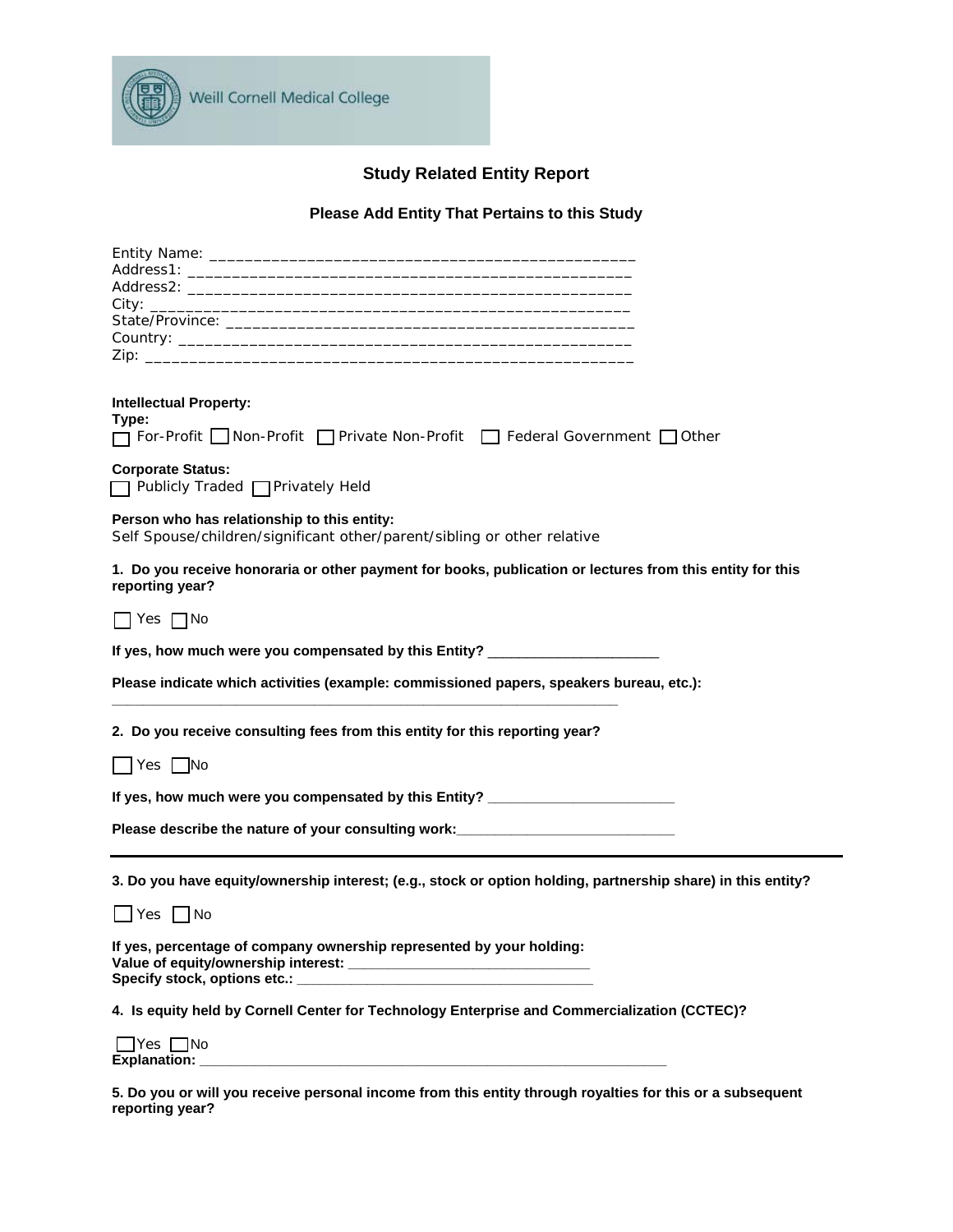Weill Cornell Medical College

## Study Related Entity Report

### Please Add Entity That Pertains to this Study

Entity Name: _______________________________________________
Address1: _______________________________________________
Address2: _______________________________________________
City: _______________________________________________
State/Province: _______________________________________________
Country: _______________________________________________
Zip: _______________________________________________

**Intellectual Property:**

**Type:**
☐ For-Profit ☐ Non-Profit ☐ Private Non-Profit ☐ Federal Government ☐ Other

**Corporate Status:**
☐ Publicly Traded ☐ Privately Held

**Person who has relationship to this entity:**
Self Spouse/children/significant other/parent/sibling or other relative

**1. Do you receive honoraria or other payment for books, publication or lectures from this entity for this reporting year?**

☐ Yes ☐ No

**If yes, how much were you compensated by this Entity?** ____________________

**Please indicate which activities (example: commissioned papers, speakers bureau, etc.):**
_______________________________________________________________

**2. Do you receive consulting fees from this entity for this reporting year?**

☐ Yes ☐ No

**If yes, how much were you compensated by this Entity?** ______________________

**Please describe the nature of your consulting work:**__________________________

---

**3. Do you have equity/ownership interest; (e.g., stock or option holding, partnership share) in this entity?**

☐ Yes ☐ No

**If yes, percentage of company ownership represented by your holding:**
**Value of equity/ownership interest:** ____________________________
**Specify stock, options etc.:** ___________________________________

**4. Is equity held by Cornell Center for Technology Enterprise and Commercialization (CCTEC)?**

☐ Yes ☐ No
**Explanation:** _______________________________________________________

**5. Do you or will you receive personal income from this entity through royalties for this or a subsequent reporting year?**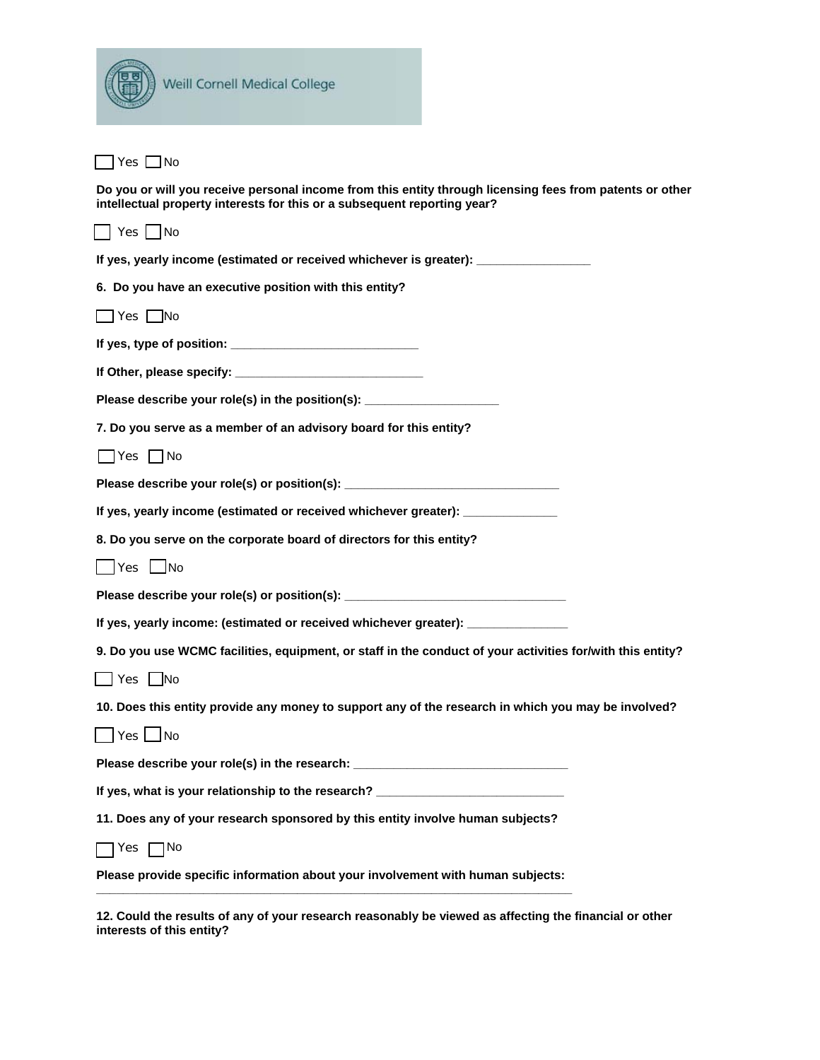Weill Cornell Medical College

☐ Yes ☐ No

**Do you or will you receive personal income from this entity through licensing fees from patents or other intellectual property interests for this or a subsequent reporting year?**

☐ Yes ☐ No

**If yes, yearly income (estimated or received whichever is greater): _________________**

**6. Do you have an executive position with this entity?**

☐ Yes ☐ No

**If yes, type of position: _____________________________**

**If Other, please specify: _____________________________**

**Please describe your role(s) in the position(s): ____________________**

**7. Do you serve as a member of an advisory board for this entity?**

☐ Yes ☐ No

**Please describe your role(s) or position(s): ________________________________**

**If yes, yearly income (estimated or received whichever greater): ______________**

**8. Do you serve on the corporate board of directors for this entity?**

☐ Yes ☐ No

**Please describe your role(s) or position(s): _________________________________**

**If yes, yearly income: (estimated or received whichever greater): _______________**

**9. Do you use WCMC facilities, equipment, or staff in the conduct of your activities for/with this entity?**

☐ Yes ☐ No

**10. Does this entity provide any money to support any of the research in which you may be involved?**

☐ Yes ☐ No

**Please describe your role(s) in the research: ________________________________**

**If yes, what is your relationship to the research? _____________________________**

**11. Does any of your research sponsored by this entity involve human subjects?**

☐ Yes ☐ No

**Please provide specific information about your involvement with human subjects:**
__________________________________________________________________________

**12. Could the results of any of your research reasonably be viewed as affecting the financial or other interests of this entity?**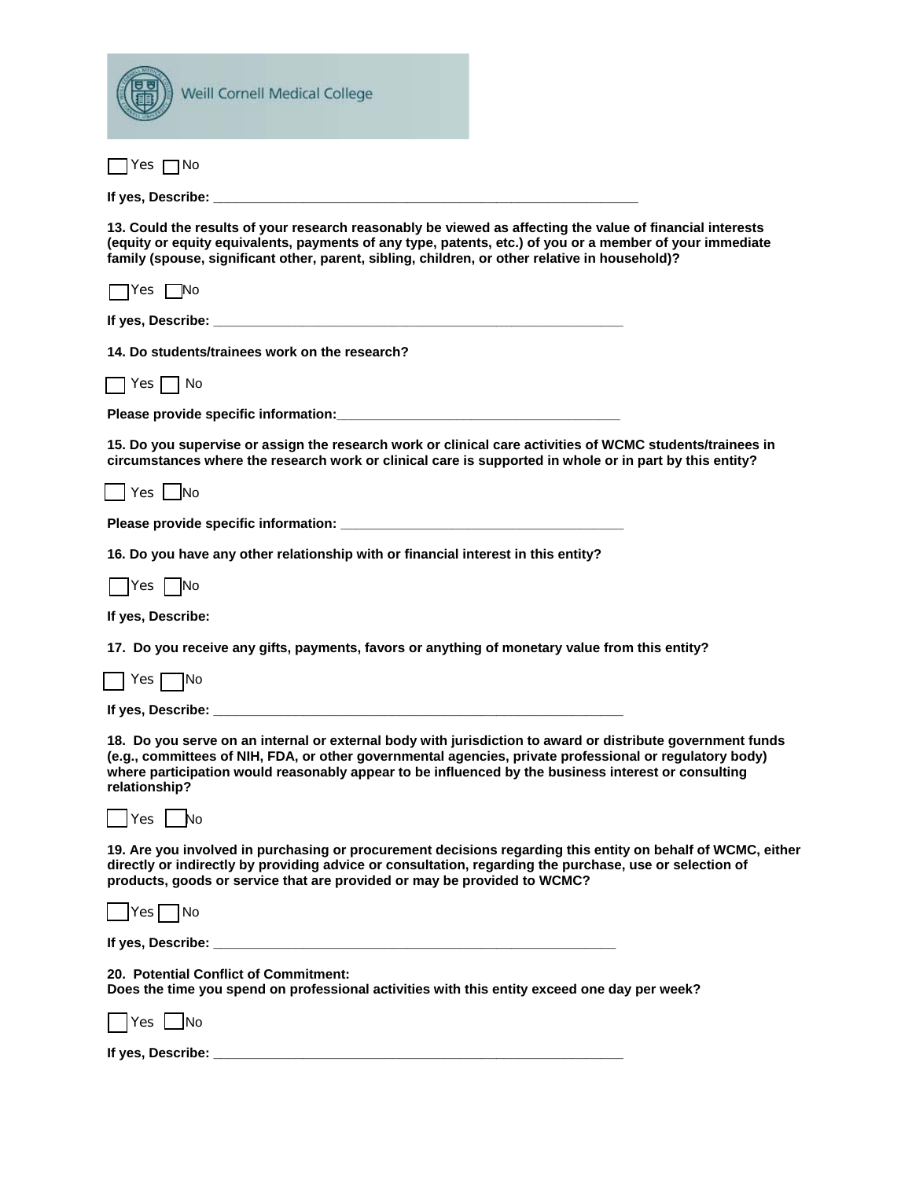☐ Yes ☐ No

**If yes, Describe: ___________________________________________________________**

**13. Could the results of your research reasonably be viewed as affecting the value of financial interests (equity or equity equivalents, payments of any type, patents, etc.) of you or a member of your immediate family (spouse, significant other, parent, sibling, children, or other relative in household)?**

☐ Yes ☐ No

**If yes, Describe: _________________________________________________________**

**14. Do students/trainees work on the research?**

☐ Yes ☐ No

**Please provide specific information:_______________________________________**

**15. Do you supervise or assign the research work or clinical care activities of WCMC students/trainees in circumstances where the research work or clinical care is supported in whole or in part by this entity?**

☐ Yes ☐ No

**Please provide specific information: _______________________________________**

**16. Do you have any other relationship with or financial interest in this entity?**

☐ Yes ☐ No

**If yes, Describe:**

**17. Do you receive any gifts, payments, favors or anything of monetary value from this entity?**

☐ Yes ☐ No

**If yes, Describe: _________________________________________________________**

**18. Do you serve on an internal or external body with jurisdiction to award or distribute government funds (e.g., committees of NIH, FDA, or other governmental agencies, private professional or regulatory body) where participation would reasonably appear to be influenced by the business interest or consulting relationship?**

☐ Yes ☐ No

**19. Are you involved in purchasing or procurement decisions regarding this entity on behalf of WCMC, either directly or indirectly by providing advice or consultation, regarding the purchase, use or selection of products, goods or service that are provided or may be provided to WCMC?**

☐ Yes ☐ No

**If yes, Describe: ________________________________________________________**

**20. Potential Conflict of Commitment:**
**Does the time you spend on professional activities with this entity exceed one day per week?**

☐ Yes ☐ No

**If yes, Describe: _________________________________________________________**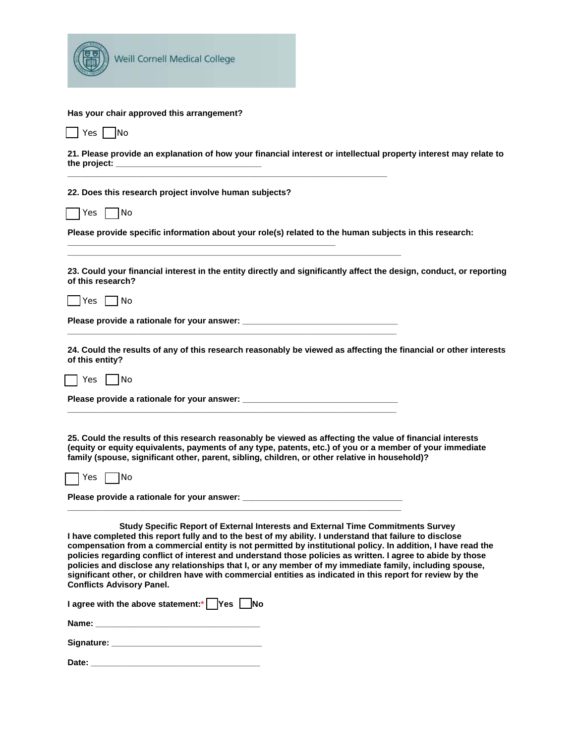Weill Cornell Medical College

**Has your chair approved this arrangement?**

☐ Yes ☐ No

**21. Please provide an explanation of how your financial interest or intellectual property interest may relate to the project: ______________________________**

______________________________________________________________________

**22. Does this research project involve human subjects?**

☐ Yes ☐ No

**Please provide specific information about your role(s) related to the human subjects in this research:**

__________________________________________________________

______________________________________________________________________

**23. Could your financial interest in the entity directly and significantly affect the design, conduct, or reporting of this research?**

☐ Yes ☐ No

**Please provide a rationale for your answer: _________________________________**

______________________________________________________________________

**24. Could the results of any of this research reasonably be viewed as affecting the financial or other interests of this entity?**

☐ Yes ☐ No

**Please provide a rationale for your answer: _________________________________**

______________________________________________________________________

**25. Could the results of this research reasonably be viewed as affecting the value of financial interests (equity or equity equivalents, payments of any type, patents, etc.) of you or a member of your immediate family (spouse, significant other, parent, sibling, children, or other relative in household)?**

☐ Yes ☐ No

**Please provide a rationale for your answer: _________________________________**

______________________________________________________________________

**Study Specific Report of External Interests and External Time Commitments Survey**

**I have completed this report fully and to the best of my ability. I understand that failure to disclose compensation from a commercial entity is not permitted by institutional policy. In addition, I have read the policies regarding conflict of interest and understand those policies as written. I agree to abide by those policies and disclose any relationships that I, or any member of my immediate family, including spouse, significant other, or children have with commercial entities as indicated in this report for review by the Conflicts Advisory Panel.**

**I agree with the above statement:*** ☐ **Yes** ☐ **No**

**Name: _________________________________**

**Signature: ______________________________**

**Date: __________________________________**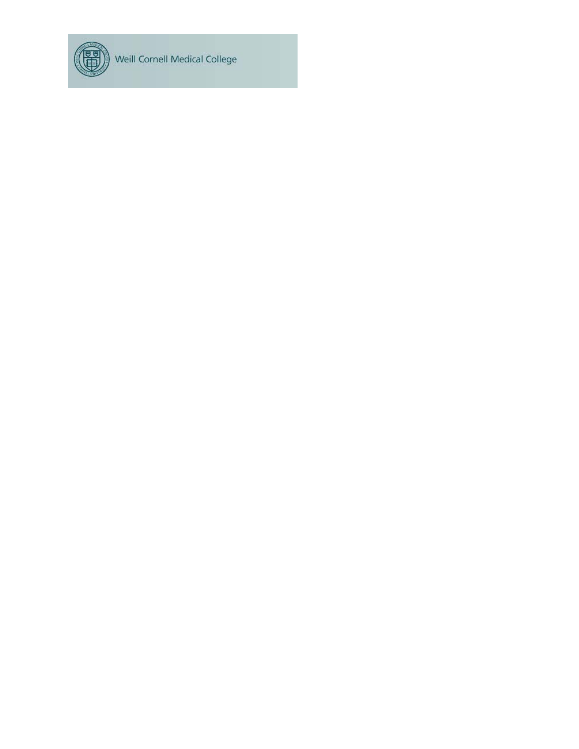Weill Cornell Medical College